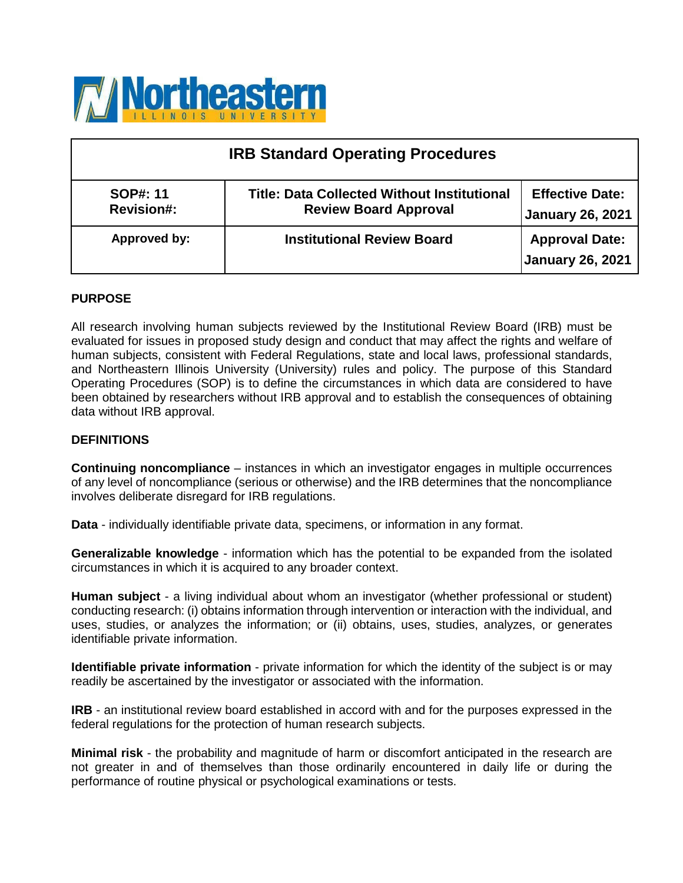Northeastern ILLINOIS UNIVERSITY

| IRB Standard Operating Procedures | | |
| --- | --- | --- |
| **SOP#: 11**<br>**Revision#:** | **Title: Data Collected Without Institutional Review Board Approval** | **Effective Date: January 26, 2021** |
| **Approved by:** | **Institutional Review Board** | **Approval Date: January 26, 2021** |

## PURPOSE

All research involving human subjects reviewed by the Institutional Review Board (IRB) must be evaluated for issues in proposed study design and conduct that may affect the rights and welfare of human subjects, consistent with Federal Regulations, state and local laws, professional standards, and Northeastern Illinois University (University) rules and policy. The purpose of this Standard Operating Procedures (SOP) is to define the circumstances in which data are considered to have been obtained by researchers without IRB approval and to establish the consequences of obtaining data without IRB approval.

## DEFINITIONS

**Continuing noncompliance** – instances in which an investigator engages in multiple occurrences of any level of noncompliance (serious or otherwise) and the IRB determines that the noncompliance involves deliberate disregard for IRB regulations.

**Data** - individually identifiable private data, specimens, or information in any format.

**Generalizable knowledge** - information which has the potential to be expanded from the isolated circumstances in which it is acquired to any broader context.

**Human subject** - a living individual about whom an investigator (whether professional or student) conducting research: (i) obtains information through intervention or interaction with the individual, and uses, studies, or analyzes the information; or (ii) obtains, uses, studies, analyzes, or generates identifiable private information.

**Identifiable private information** - private information for which the identity of the subject is or may readily be ascertained by the investigator or associated with the information.

**IRB** - an institutional review board established in accord with and for the purposes expressed in the federal regulations for the protection of human research subjects.

**Minimal risk** - the probability and magnitude of harm or discomfort anticipated in the research are not greater in and of themselves than those ordinarily encountered in daily life or during the performance of routine physical or psychological examinations or tests.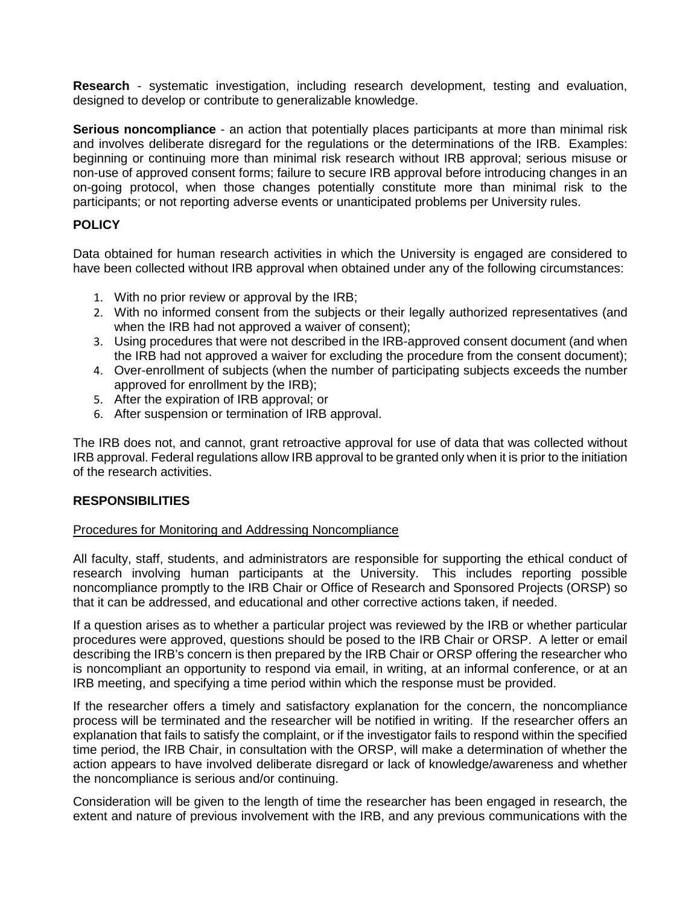**Research** - systematic investigation, including research development, testing and evaluation, designed to develop or contribute to generalizable knowledge.

**Serious noncompliance** - an action that potentially places participants at more than minimal risk and involves deliberate disregard for the regulations or the determinations of the IRB. Examples: beginning or continuing more than minimal risk research without IRB approval; serious misuse or non-use of approved consent forms; failure to secure IRB approval before introducing changes in an on-going protocol, when those changes potentially constitute more than minimal risk to the participants; or not reporting adverse events or unanticipated problems per University rules.

## POLICY

Data obtained for human research activities in which the University is engaged are considered to have been collected without IRB approval when obtained under any of the following circumstances:

1. With no prior review or approval by the IRB;
2. With no informed consent from the subjects or their legally authorized representatives (and when the IRB had not approved a waiver of consent);
3. Using procedures that were not described in the IRB-approved consent document (and when the IRB had not approved a waiver for excluding the procedure from the consent document);
4. Over-enrollment of subjects (when the number of participating subjects exceeds the number approved for enrollment by the IRB);
5. After the expiration of IRB approval; or
6. After suspension or termination of IRB approval.

The IRB does not, and cannot, grant retroactive approval for use of data that was collected without IRB approval. Federal regulations allow IRB approval to be granted only when it is prior to the initiation of the research activities.

## RESPONSIBILITIES

Procedures for Monitoring and Addressing Noncompliance

All faculty, staff, students, and administrators are responsible for supporting the ethical conduct of research involving human participants at the University. This includes reporting possible noncompliance promptly to the IRB Chair or Office of Research and Sponsored Projects (ORSP) so that it can be addressed, and educational and other corrective actions taken, if needed.

If a question arises as to whether a particular project was reviewed by the IRB or whether particular procedures were approved, questions should be posed to the IRB Chair or ORSP. A letter or email describing the IRB's concern is then prepared by the IRB Chair or ORSP offering the researcher who is noncompliant an opportunity to respond via email, in writing, at an informal conference, or at an IRB meeting, and specifying a time period within which the response must be provided.

If the researcher offers a timely and satisfactory explanation for the concern, the noncompliance process will be terminated and the researcher will be notified in writing. If the researcher offers an explanation that fails to satisfy the complaint, or if the investigator fails to respond within the specified time period, the IRB Chair, in consultation with the ORSP, will make a determination of whether the action appears to have involved deliberate disregard or lack of knowledge/awareness and whether the noncompliance is serious and/or continuing.

Consideration will be given to the length of time the researcher has been engaged in research, the extent and nature of previous involvement with the IRB, and any previous communications with the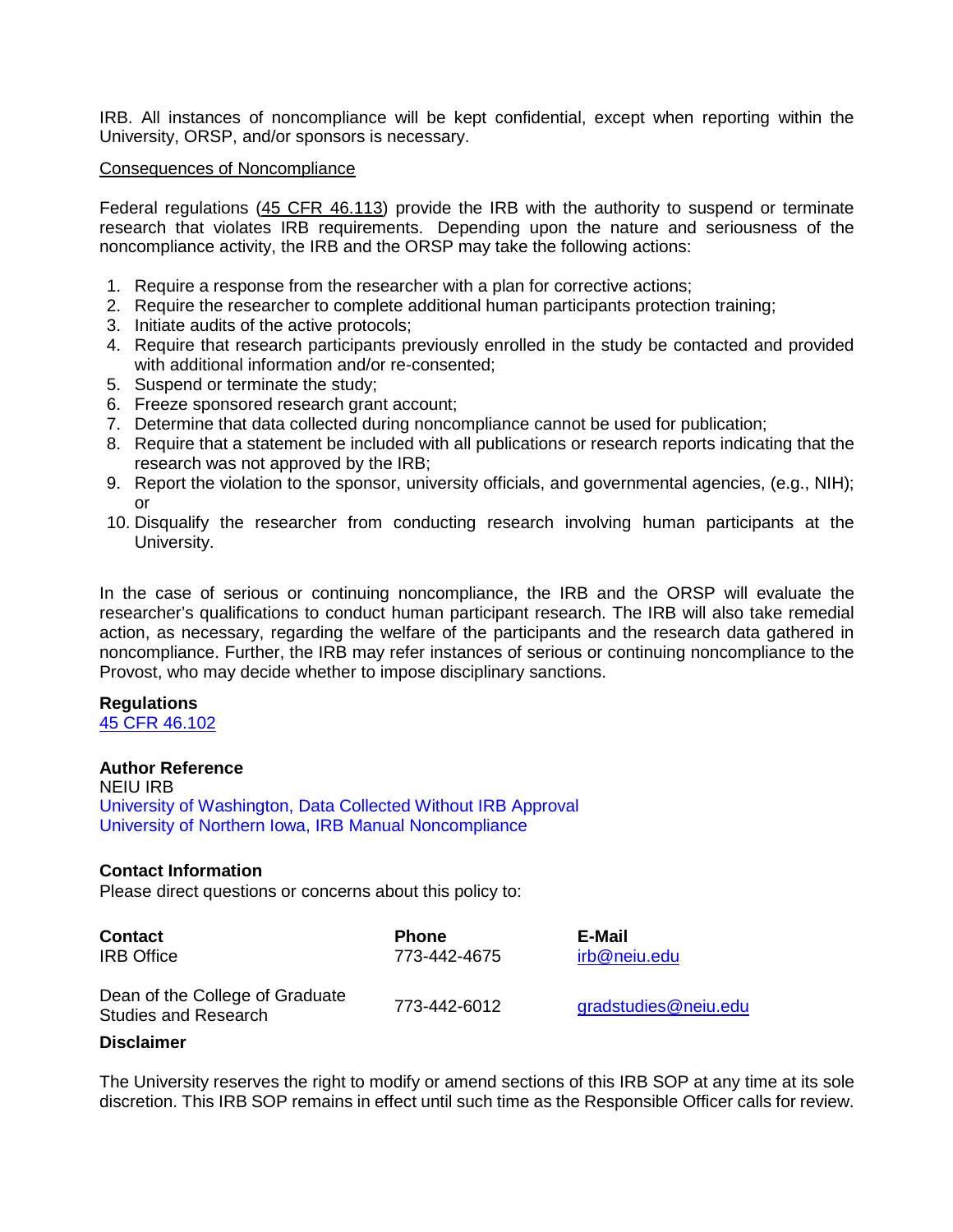IRB. All instances of noncompliance will be kept confidential, except when reporting within the University, ORSP, and/or sponsors is necessary.

Consequences of Noncompliance

Federal regulations (45 CFR 46.113) provide the IRB with the authority to suspend or terminate research that violates IRB requirements. Depending upon the nature and seriousness of the noncompliance activity, the IRB and the ORSP may take the following actions:

1. Require a response from the researcher with a plan for corrective actions;
2. Require the researcher to complete additional human participants protection training;
3. Initiate audits of the active protocols;
4. Require that research participants previously enrolled in the study be contacted and provided with additional information and/or re-consented;
5. Suspend or terminate the study;
6. Freeze sponsored research grant account;
7. Determine that data collected during noncompliance cannot be used for publication;
8. Require that a statement be included with all publications or research reports indicating that the research was not approved by the IRB;
9. Report the violation to the sponsor, university officials, and governmental agencies, (e.g., NIH); or
10. Disqualify the researcher from conducting research involving human participants at the University.

In the case of serious or continuing noncompliance, the IRB and the ORSP will evaluate the researcher's qualifications to conduct human participant research. The IRB will also take remedial action, as necessary, regarding the welfare of the participants and the research data gathered in noncompliance. Further, the IRB may refer instances of serious or continuing noncompliance to the Provost, who may decide whether to impose disciplinary sanctions.

**Regulations**
45 CFR 46.102

**Author Reference**
NEIU IRB
University of Washington, Data Collected Without IRB Approval
University of Northern Iowa, IRB Manual Noncompliance

**Contact Information**
Please direct questions or concerns about this policy to:

| Contact | Phone | E-Mail |
|---|---|---|
| IRB Office | 773-442-4675 | irb@neiu.edu |
| Dean of the College of Graduate Studies and Research | 773-442-6012 | gradstudies@neiu.edu |

**Disclaimer**

The University reserves the right to modify or amend sections of this IRB SOP at any time at its sole discretion. This IRB SOP remains in effect until such time as the Responsible Officer calls for review.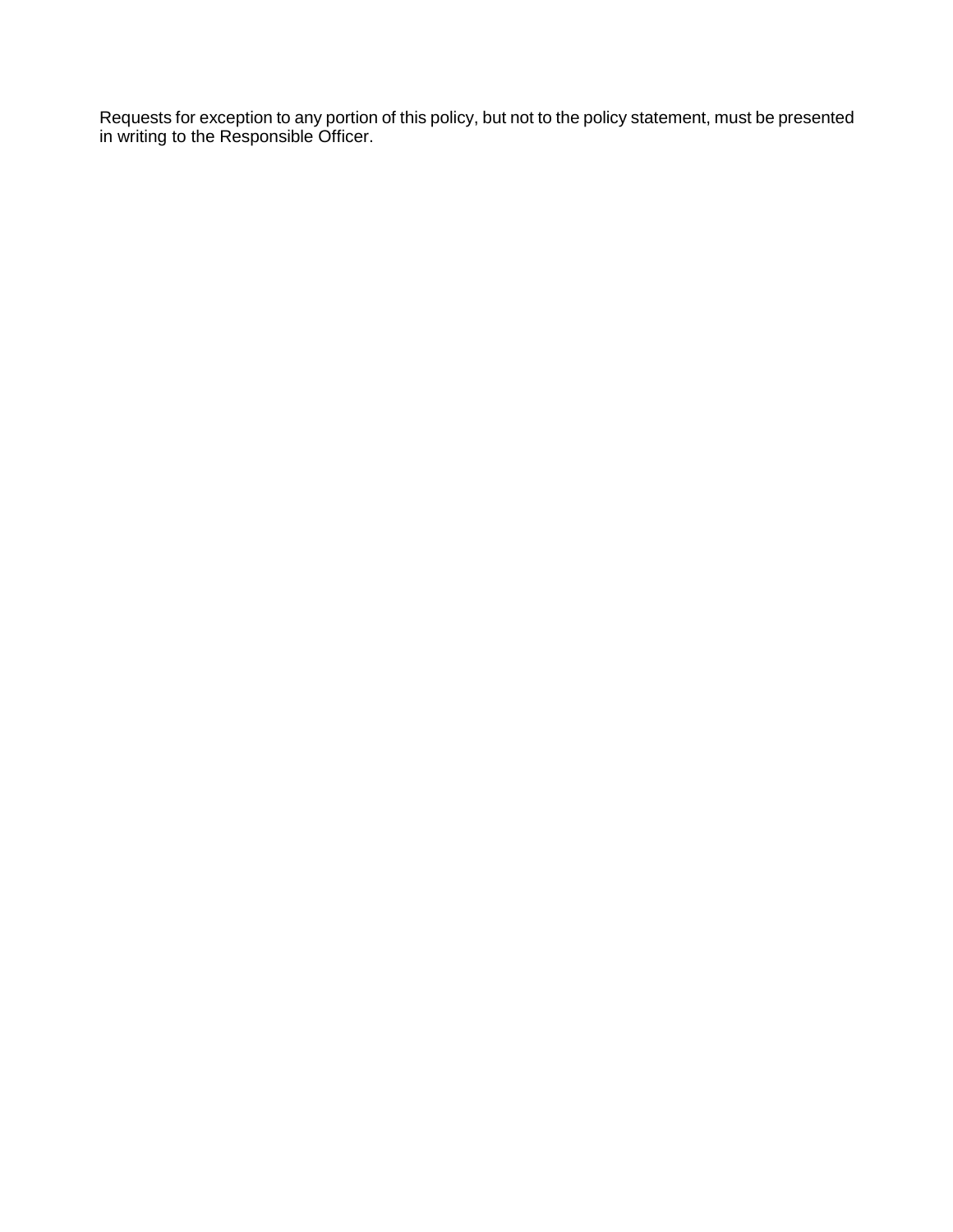Requests for exception to any portion of this policy, but not to the policy statement, must be presented in writing to the Responsible Officer.